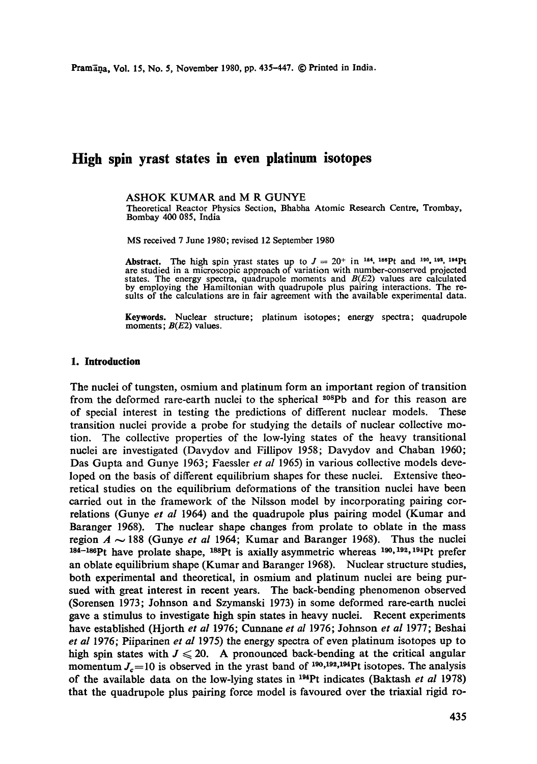# High spin yrast states in even platinum isotopes

ASHOK KUMAR and M R GUNYE

Theoretical Reactor Physics Section, Bhabha Atomic Research Centre, Trombay, Bombay 400 085, India

MS received 7 June 1980; revised 12 September 1980

**Abstract.** The high spin yrast states up to $J = 20^+$ in $^{184,186}$Pt and $^{190,192,194}$Pt are studied in a microscopic approach of variation with number-conserved projected states. The energy spectra, quadrupole moments and $B(E2)$ values are calculated by employing the Hamiltonian with quadrupole plus pairing interactions. The results of the calculations are in fair agreement with the available experimental data.

**Keywords.** Nuclear structure; platinum isotopes; energy spectra; quadrupole moments; $B(E2)$ values.

## 1. Introduction

The nuclei of tungsten, osmium and platinum form an important region of transition from the deformed rare-earth nuclei to the spherical $^{208}$Pb and for this reason are of special interest in testing the predictions of different nuclear models. These transition nuclei provide a probe for studying the details of nuclear collective motion. The collective properties of the low-lying states of the heavy transitional nuclei are investigated (Davydov and Fillipov 1958; Davydov and Chaban 1960; Das Gupta and Gunye 1963; Faessler *et al* 1965) in various collective models developed on the basis of different equilibrium shapes for these nuclei. Extensive theoretical studies on the equilibrium deformations of the transition nuclei have been carried out in the framework of the Nilsson model by incorporating pairing correlations (Gunye *et al* 1964) and the quadrupole plus pairing model (Kumar and Baranger 1968). The nuclear shape changes from prolate to oblate in the mass region $A \sim 188$ (Gunye *et al* 1964; Kumar and Baranger 1968). Thus the nuclei $^{184-186}$Pt have prolate shape, $^{188}$Pt is axially asymmetric whereas $^{190,192,194}$Pt prefer an oblate equilibrium shape (Kumar and Baranger 1968). Nuclear structure studies, both experimental and theoretical, in osmium and platinum nuclei are being pursued with great interest in recent years. The back-bending phenomenon observed (Sorensen 1973; Johnson and Szymanski 1973) in some deformed rare-earth nuclei gave a stimulus to investigate high spin states in heavy nuclei. Recent experiments have established (Hjorth *et al* 1976; Cunnane *et al* 1976; Johnson *et al* 1977; Beshai *et al* 1976; Piiparinen *et al* 1975) the energy spectra of even platinum isotopes up to high spin states with $J \leqslant 20$. A pronounced back-bending at the critical angular momentum $J_c = 10$ is observed in the yrast band of $^{190,192,194}$Pt isotopes. The analysis of the available data on the low-lying states in $^{194}$Pt indicates (Baktash *et al* 1978) that the quadrupole plus pairing force model is favoured over the triaxial rigid ro-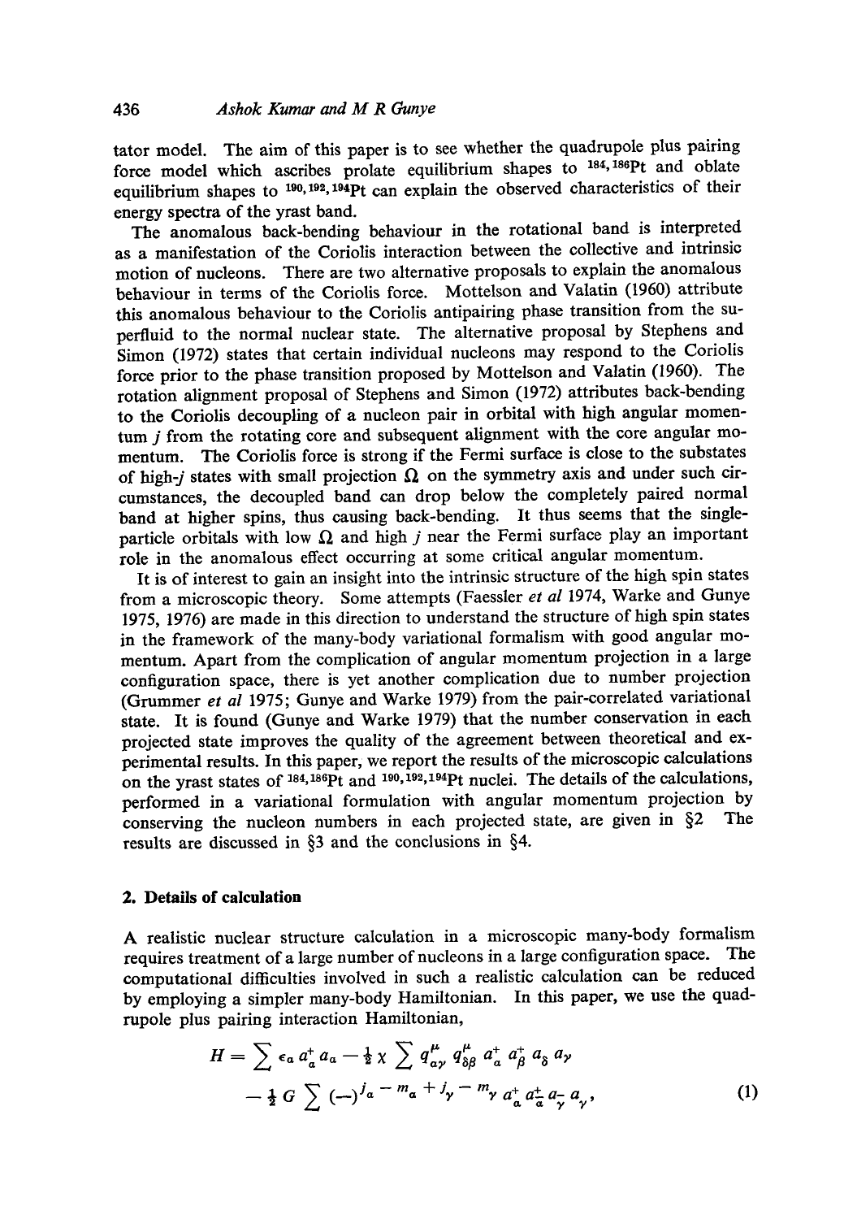tator model. The aim of this paper is to see whether the quadrupole plus pairing force model which ascribes prolate equilibrium shapes to $^{184,186}$Pt and oblate equilibrium shapes to $^{190,192,194}$Pt can explain the observed characteristics of their energy spectra of the yrast band.

The anomalous back-bending behaviour in the rotational band is interpreted as a manifestation of the Coriolis interaction between the collective and intrinsic motion of nucleons. There are two alternative proposals to explain the anomalous behaviour in terms of the Coriolis force. Mottelson and Valatin (1960) attribute this anomalous behaviour to the Coriolis antipairing phase transition from the superfluid to the normal nuclear state. The alternative proposal by Stephens and Simon (1972) states that certain individual nucleons may respond to the Coriolis force prior to the phase transition proposed by Mottelson and Valatin (1960). The rotation alignment proposal of Stephens and Simon (1972) attributes back-bending to the Coriolis decoupling of a nucleon pair in orbital with high angular momentum $j$ from the rotating core and subsequent alignment with the core angular momentum. The Coriolis force is strong if the Fermi surface is close to the substates of high-$j$ states with small projection $\Omega$ on the symmetry axis and under such circumstances, the decoupled band can drop below the completely paired normal band at higher spins, thus causing back-bending. It thus seems that the single-particle orbitals with low $\Omega$ and high $j$ near the Fermi surface play an important role in the anomalous effect occurring at some critical angular momentum.

It is of interest to gain an insight into the intrinsic structure of the high spin states from a microscopic theory. Some attempts (Faessler *et al* 1974, Warke and Gunye 1975, 1976) are made in this direction to understand the structure of high spin states in the framework of the many-body variational formalism with good angular momentum. Apart from the complication of angular momentum projection in a large configuration space, there is yet another complication due to number projection (Grummer *et al* 1975; Gunye and Warke 1979) from the pair-correlated variational state. It is found (Gunye and Warke 1979) that the number conservation in each projected state improves the quality of the agreement between theoretical and experimental results. In this paper, we report the results of the microscopic calculations on the yrast states of $^{184,186}$Pt and $^{190,192,194}$Pt nuclei. The details of the calculations, performed in a variational formulation with angular momentum projection by conserving the nucleon numbers in each projected state, are given in §2 The results are discussed in §3 and the conclusions in §4.

## 2. Details of calculation

A realistic nuclear structure calculation in a microscopic many-body formalism requires treatment of a large number of nucleons in a large configuration space. The computational difficulties involved in such a realistic calculation can be reduced by employing a simpler many-body Hamiltonian. In this paper, we use the quadrupole plus pairing interaction Hamiltonian,

$$
\begin{aligned}
H = \sum \epsilon_\alpha a^+_\alpha a_\alpha - \tfrac{1}{2} \chi \sum q^{\mu}_{\alpha\gamma}\, q^{\mu}_{\delta\beta}\, a^+_\alpha\, a^+_\beta\, a_\delta\, a_\gamma \\
- \tfrac{1}{4} G \sum (-)^{j_\alpha - m_\alpha + j_\gamma - m_\gamma}\, a^+_\alpha\, a^+_{\bar{\alpha}}\, a_{\bar{\gamma}}\, a_\gamma,
\end{aligned} \tag{1}
$$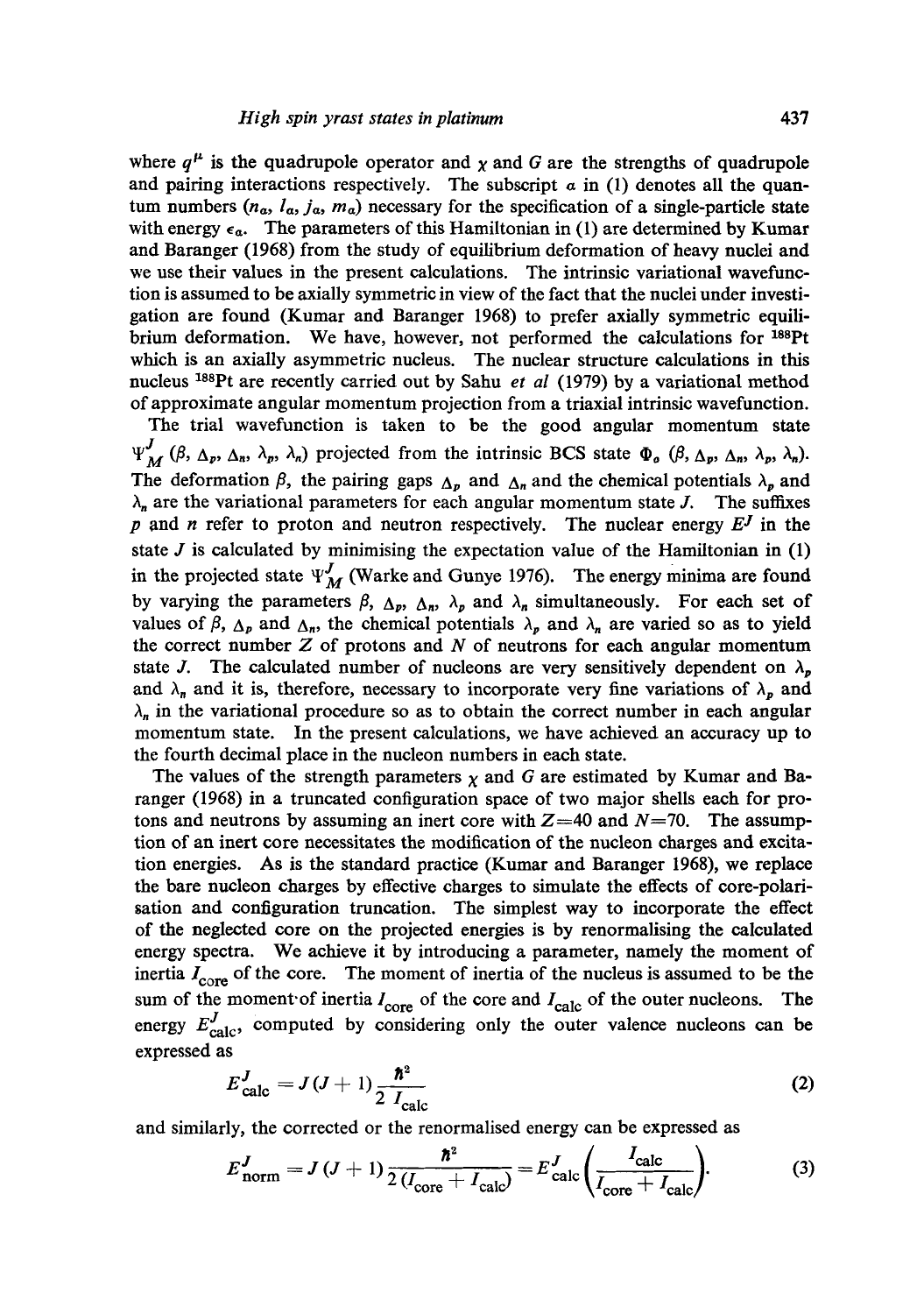where $q^{\mu}$ is the quadrupole operator and $\chi$ and $G$ are the strengths of quadrupole and pairing interactions respectively. The subscript $\alpha$ in (1) denotes all the quantum numbers ($n_\alpha$, $l_\alpha$, $j_\alpha$, $m_\alpha$) necessary for the specification of a single-particle state with energy $\epsilon_\alpha$. The parameters of this Hamiltonian in (1) are determined by Kumar and Baranger (1968) from the study of equilibrium deformation of heavy nuclei and we use their values in the present calculations. The intrinsic variational wavefunction is assumed to be axially symmetric in view of the fact that the nuclei under investigation are found (Kumar and Baranger 1968) to prefer axially symmetric equilibrium deformation. We have, however, not performed the calculations for $^{188}$Pt which is an axially asymmetric nucleus. The nuclear structure calculations in this nucleus $^{188}$Pt are recently carried out by Sahu *et al* (1979) by a variational method of approximate angular momentum projection from a triaxial intrinsic wavefunction.

The trial wavefunction is taken to be the good angular momentum state $\Psi^J_M$ ($\beta$, $\Delta_p$, $\Delta_n$, $\lambda_p$, $\lambda_n$) projected from the intrinsic BCS state $\Phi_o$ ($\beta$, $\Delta_p$, $\Delta_n$, $\lambda_p$, $\lambda_n$). The deformation $\beta$, the pairing gaps $\Delta_p$ and $\Delta_n$ and the chemical potentials $\lambda_p$ and $\lambda_n$ are the variational parameters for each angular momentum state $J$. The suffixes $p$ and $n$ refer to proton and neutron respectively. The nuclear energy $E^J$ in the state $J$ is calculated by minimising the expectation value of the Hamiltonian in (1) in the projected state $\Psi^J_M$ (Warke and Gunye 1976). The energy minima are found by varying the parameters $\beta$, $\Delta_p$, $\Delta_n$, $\lambda_p$ and $\lambda_n$ simultaneously. For each set of values of $\beta$, $\Delta_p$ and $\Delta_n$, the chemical potentials $\lambda_p$ and $\lambda_n$ are varied so as to yield the correct number $Z$ of protons and $N$ of neutrons for each angular momentum state $J$. The calculated number of nucleons are very sensitively dependent on $\lambda_p$ and $\lambda_n$ and it is, therefore, necessary to incorporate very fine variations of $\lambda_p$ and $\lambda_n$ in the variational procedure so as to obtain the correct number in each angular momentum state. In the present calculations, we have achieved an accuracy up to the fourth decimal place in the nucleon numbers in each state.

The values of the strength parameters $\chi$ and $G$ are estimated by Kumar and Baranger (1968) in a truncated configuration space of two major shells each for protons and neutrons by assuming an inert core with $Z=40$ and $N=70$. The assumption of an inert core necessitates the modification of the nucleon charges and excitation energies. As is the standard practice (Kumar and Baranger 1968), we replace the bare nucleon charges by effective charges to simulate the effects of core-polarisation and configuration truncation. The simplest way to incorporate the effect of the neglected core on the projected energies is by renormalising the calculated energy spectra. We achieve it by introducing a parameter, namely the moment of inertia $I_{\text{core}}$ of the core. The moment of inertia of the nucleus is assumed to be the sum of the moment of inertia $I_{\text{core}}$ of the core and $I_{\text{calc}}$ of the outer nucleons. The energy $E^J_{\text{calc}}$, computed by considering only the outer valence nucleons can be expressed as

$$E^J_{\text{calc}} = J(J+1)\frac{\hbar^2}{2\,I_{\text{calc}}} \tag{2}$$

and similarly, the corrected or the renormalised energy can be expressed as

$$E^J_{\text{norm}} = J(J+1)\frac{\hbar^2}{2\,(I_{\text{core}} + I_{\text{calc}})} = E^J_{\text{calc}}\left(\frac{I_{\text{calc}}}{I_{\text{core}} + I_{\text{calc}}}\right). \tag{3}$$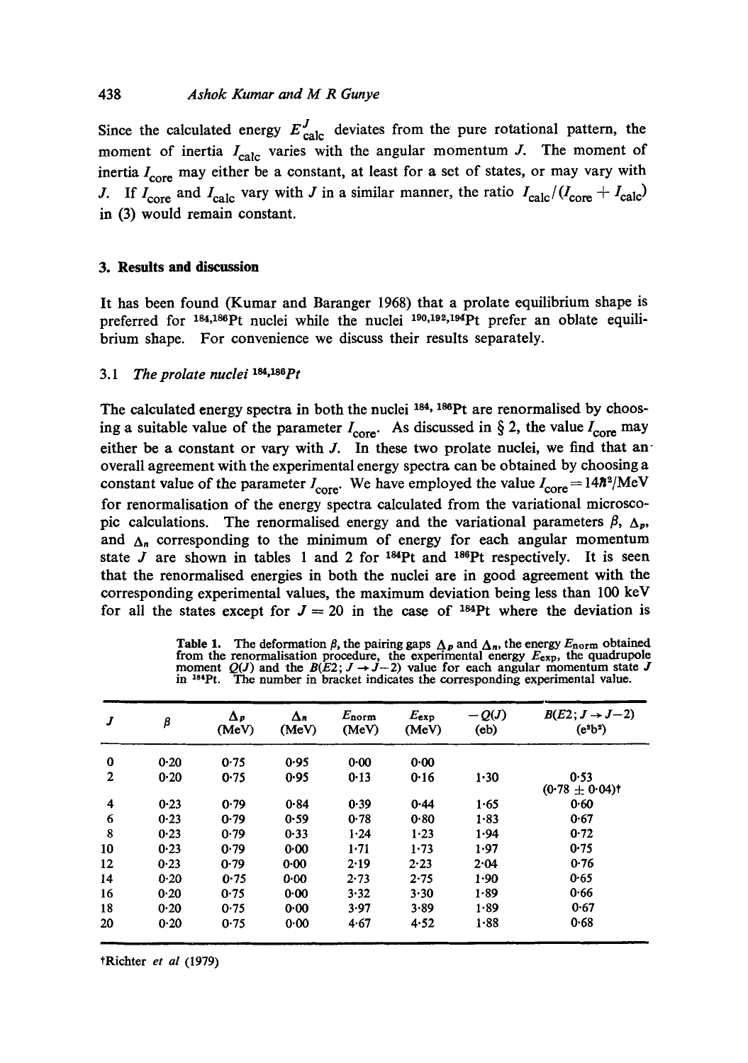Since the calculated energy $E^J_{\text{calc}}$ deviates from the pure rotational pattern, the moment of inertia $I_{\text{calc}}$ varies with the angular momentum $J$. The moment of inertia $I_{\text{core}}$ may either be a constant, at least for a set of states, or may vary with $J$. If $I_{\text{core}}$ and $I_{\text{calc}}$ vary with $J$ in a similar manner, the ratio $I_{\text{calc}}/(I_{\text{core}} + I_{\text{calc}})$ in (3) would remain constant.

## 3. Results and discussion

It has been found (Kumar and Baranger 1968) that a prolate equilibrium shape is preferred for $^{184,186}$Pt nuclei while the nuclei $^{190,192,194}$Pt prefer an oblate equilibrium shape. For convenience we discuss their results separately.

### 3.1 *The prolate nuclei* $^{184,186}$*Pt*

The calculated energy spectra in both the nuclei $^{184,186}$Pt are renormalised by choosing a suitable value of the parameter $I_{\text{core}}$. As discussed in § 2, the value $I_{\text{core}}$ may either be a constant or vary with $J$. In these two prolate nuclei, we find that an overall agreement with the experimental energy spectra can be obtained by choosing a constant value of the parameter $I_{\text{core}}$. We have employed the value $I_{\text{core}} = 14\hbar^2/\text{MeV}$ for renormalisation of the energy spectra calculated from the variational microscopic calculations. The renormalised energy and the variational parameters $\beta$, $\Delta_p$, and $\Delta_n$ corresponding to the minimum of energy for each angular momentum state $J$ are shown in tables 1 and 2 for $^{184}$Pt and $^{186}$Pt respectively. It is seen that the renormalised energies in both the nuclei are in good agreement with the corresponding experimental values, the maximum deviation being less than 100 keV for all the states except for $J = 20$ in the case of $^{184}$Pt where the deviation is

**Table 1.** The deformation $\beta$, the pairing gaps $\Delta_p$ and $\Delta_n$, the energy $E_{\text{norm}}$ obtained from the renormalisation procedure, the experimental energy $E_{\text{exp}}$, the quadrupole moment $Q(J)$ and the $B(E2; J \rightarrow J-2)$ value for each angular momentum state $J$ in $^{184}$Pt. The number in bracket indicates the corresponding experimental value.

| $J$ | $\beta$ | $\Delta_p$ (MeV) | $\Delta_n$ (MeV) | $E_{\text{norm}}$ (MeV) | $E_{\text{exp}}$ (MeV) | $-Q(J)$ (eb) | $B(E2; J \rightarrow J-2)$ ($e^2b^2$) |
|---|---|---|---|---|---|---|---|
| 0 | 0·20 | 0·75 | 0·95 | 0·00 | 0·00 | | |
| 2 | 0·20 | 0·75 | 0·95 | 0·13 | 0·16 | 1·30 | 0·53 (0·78 ± 0·04)† |
| 4 | 0·23 | 0·79 | 0·84 | 0·39 | 0·44 | 1·65 | 0·60 |
| 6 | 0·23 | 0·79 | 0·59 | 0·78 | 0·80 | 1·83 | 0·67 |
| 8 | 0·23 | 0·79 | 0·33 | 1·24 | 1·23 | 1·94 | 0·72 |
| 10 | 0·23 | 0·79 | 0·00 | 1·71 | 1·73 | 1·97 | 0·75 |
| 12 | 0·23 | 0·79 | 0·00 | 2·19 | 2·23 | 2·04 | 0·76 |
| 14 | 0·20 | 0·75 | 0·00 | 2·73 | 2·75 | 1·90 | 0·65 |
| 16 | 0·20 | 0·75 | 0·00 | 3·32 | 3·30 | 1·89 | 0·66 |
| 18 | 0·20 | 0·75 | 0·00 | 3·97 | 3·89 | 1·89 | 0·67 |
| 20 | 0·20 | 0·75 | 0·00 | 4·67 | 4·52 | 1·88 | 0·68 |

†Richter *et al* (1979)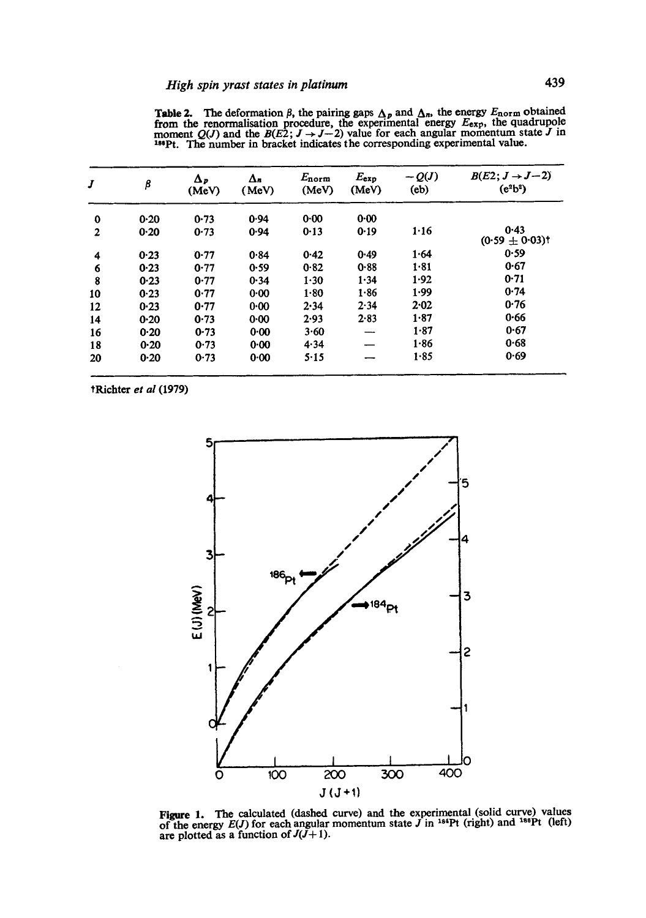**Table 2.** The deformation $\beta$, the pairing gaps $\Delta_p$ and $\Delta_n$, the energy $E_{\text{norm}}$ obtained from the renormalisation procedure, the experimental energy $E_{\text{exp}}$, the quadrupole moment $Q(J)$ and the $B(E2; J \to J-2)$ value for each angular momentum state $J$ in $^{186}$Pt. The number in bracket indicates the corresponding experimental value.

| $J$ | $\beta$ | $\Delta_p$ (MeV) | $\Delta_n$ (MeV) | $E_{\text{norm}}$ (MeV) | $E_{\text{exp}}$ (MeV) | $-Q(J)$ (eb) | $B(E2; J \to J-2)$ ($e^2b^2$) |
|---|---|---|---|---|---|---|---|
| 0 | 0·20 | 0·73 | 0·94 | 0·00 | 0·00 | | |
| 2 | 0·20 | 0·73 | 0·94 | 0·13 | 0·19 | 1·16 | 0·43 (0·59 ± 0·03)† |
| 4 | 0·23 | 0·77 | 0·84 | 0·42 | 0·49 | 1·64 | 0·59 |
| 6 | 0·23 | 0·77 | 0·59 | 0·82 | 0·88 | 1·81 | 0·67 |
| 8 | 0·23 | 0·77 | 0·34 | 1·30 | 1·34 | 1·92 | 0·71 |
| 10 | 0·23 | 0·77 | 0·00 | 1·80 | 1·86 | 1·99 | 0·74 |
| 12 | 0·23 | 0·77 | 0·00 | 2·34 | 2·34 | 2·02 | 0·76 |
| 14 | 0·20 | 0·73 | 0·00 | 2·93 | 2·83 | 1·87 | 0·66 |
| 16 | 0·20 | 0·73 | 0·00 | 3·60 | — | 1·87 | 0·67 |
| 18 | 0·20 | 0·73 | 0·00 | 4·34 | — | 1·86 | 0·68 |
| 20 | 0·20 | 0·73 | 0·00 | 5·15 | — | 1·85 | 0·69 |

†Richter *et al* (1979)

**Figure 1.** The calculated (dashed curve) and the experimental (solid curve) values of the energy $E(J)$ for each angular momentum state $J$ in $^{184}$Pt (right) and $^{186}$Pt (left) are plotted as a function of $J(J+1)$.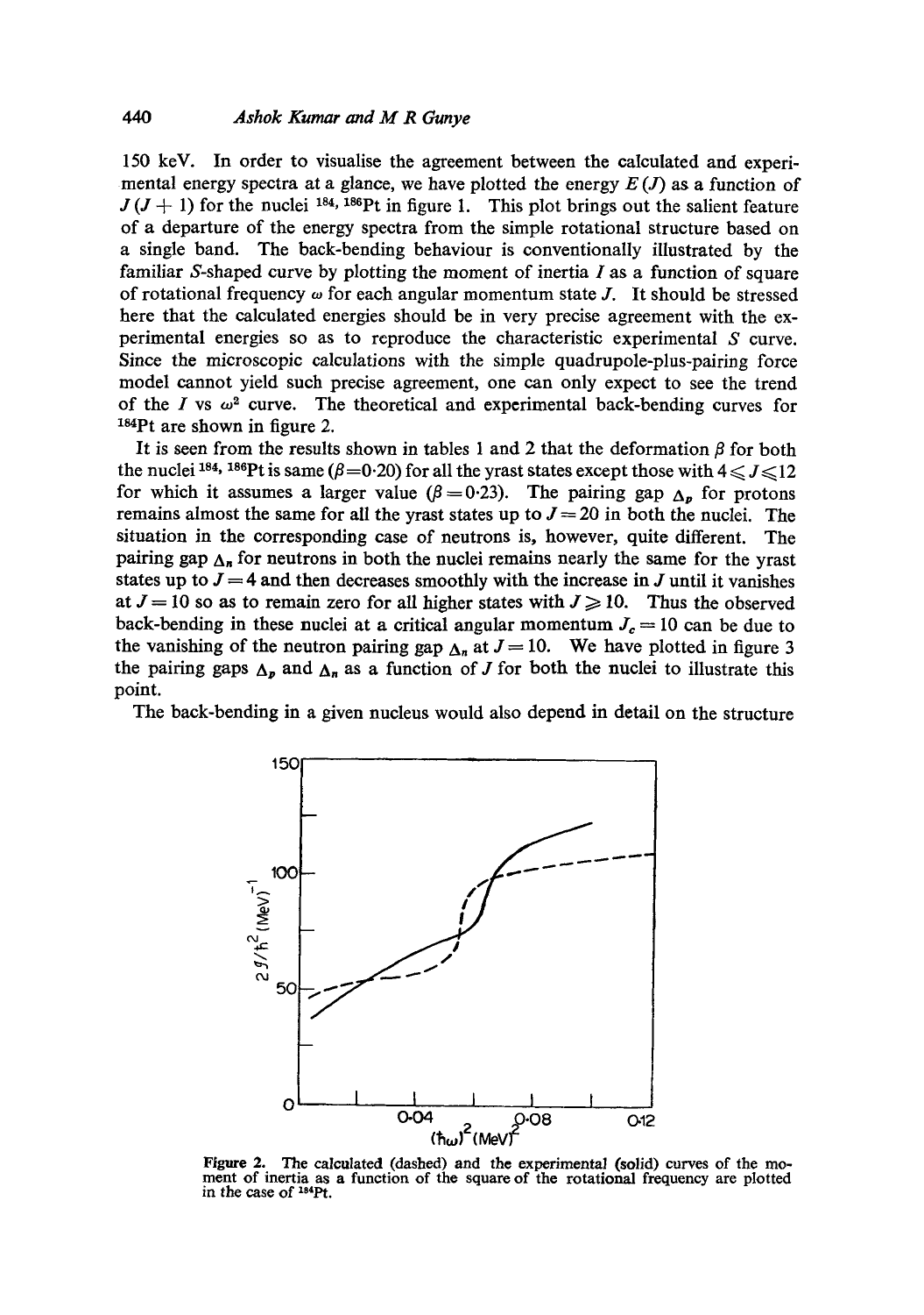150 keV. In order to visualise the agreement between the calculated and experimental energy spectra at a glance, we have plotted the energy $E(J)$ as a function of $J(J+1)$ for the nuclei $^{184,186}$Pt in figure 1. This plot brings out the salient feature of a departure of the energy spectra from the simple rotational structure based on a single band. The back-bending behaviour is conventionally illustrated by the familiar $S$-shaped curve by plotting the moment of inertia $I$ as a function of square of rotational frequency $\omega$ for each angular momentum state $J$. It should be stressed here that the calculated energies should be in very precise agreement with the experimental energies so as to reproduce the characteristic experimental $S$ curve. Since the microscopic calculations with the simple quadrupole-plus-pairing force model cannot yield such precise agreement, one can only expect to see the trend of the $I$ vs $\omega^2$ curve. The theoretical and experimental back-bending curves for $^{184}$Pt are shown in figure 2.

It is seen from the results shown in tables 1 and 2 that the deformation $\beta$ for both the nuclei $^{184,186}$Pt is same ($\beta = 0{\cdot}20$) for all the yrast states except those with $4 \leqslant J \leqslant 12$ for which it assumes a larger value ($\beta = 0{\cdot}23$). The pairing gap $\Delta_p$ for protons remains almost the same for all the yrast states up to $J = 20$ in both the nuclei. The situation in the corresponding case of neutrons is, however, quite different. The pairing gap $\Delta_n$ for neutrons in both the nuclei remains nearly the same for the yrast states up to $J = 4$ and then decreases smoothly with the increase in $J$ until it vanishes at $J = 10$ so as to remain zero for all higher states with $J \geqslant 10$. Thus the observed back-bending in these nuclei at a critical angular momentum $J_c = 10$ can be due to the vanishing of the neutron pairing gap $\Delta_n$ at $J = 10$. We have plotted in figure 3 the pairing gaps $\Delta_p$ and $\Delta_n$ as a function of $J$ for both the nuclei to illustrate this point.

The back-bending in a given nucleus would also depend in detail on the structure

**Figure 2.** The calculated (dashed) and the experimental (solid) curves of the moment of inertia as a function of the square of the rotational frequency are plotted in the case of $^{184}$Pt.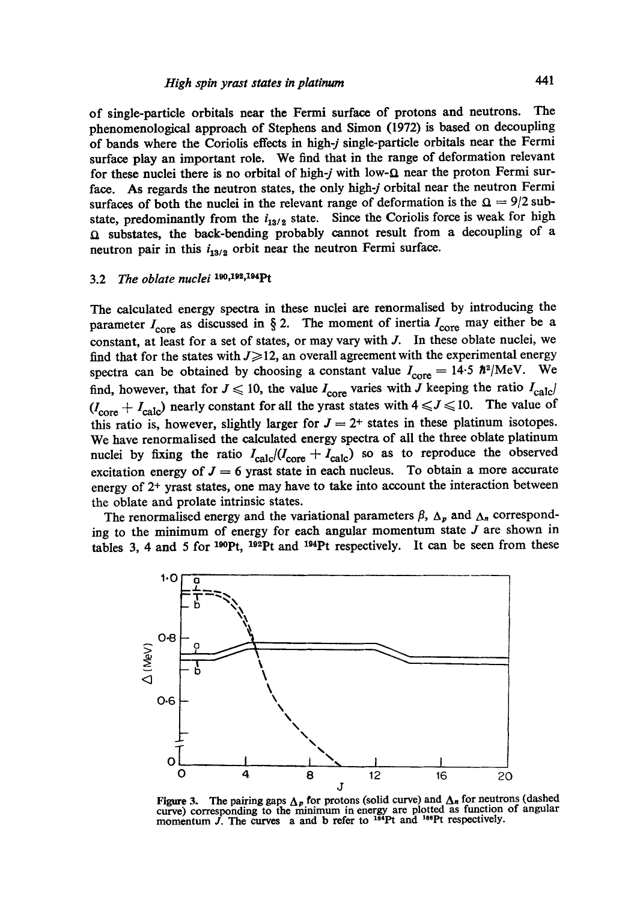of single-particle orbitals near the Fermi surface of protons and neutrons. The phenomenological approach of Stephens and Simon (1972) is based on decoupling of bands where the Coriolis effects in high-$j$ single-particle orbitals near the Fermi surface play an important role. We find that in the range of deformation relevant for these nuclei there is no orbital of high-$j$ with low-$\Omega$ near the proton Fermi surface. As regards the neutron states, the only high-$j$ orbital near the neutron Fermi surfaces of both the nuclei in the relevant range of deformation is the $\Omega = 9/2$ substate, predominantly from the $i_{13/2}$ state. Since the Coriolis force is weak for high $\Omega$ substates, the back-bending probably cannot result from a decoupling of a neutron pair in this $i_{13/2}$ orbit near the neutron Fermi surface.

### 3.2 *The oblate nuclei* $^{190,192,194}$Pt

The calculated energy spectra in these nuclei are renormalised by introducing the parameter $I_{\text{core}}$ as discussed in § 2. The moment of inertia $I_{\text{core}}$ may either be a constant, at least for a set of states, or may vary with $J$. In these oblate nuclei, we find that for the states with $J \geqslant 12$, an overall agreement with the experimental energy spectra can be obtained by choosing a constant value $I_{\text{core}} = 14{\cdot}5\ \hbar^2/\text{MeV}$. We find, however, that for $J \leqslant 10$, the value $I_{\text{core}}$ varies with $J$ keeping the ratio $I_{\text{calc}}/(I_{\text{core}} + I_{\text{calc}})$ nearly constant for all the yrast states with $4 \leqslant J \leqslant 10$. The value of this ratio is, however, slightly larger for $J = 2^+$ states in these platinum isotopes. We have renormalised the calculated energy spectra of all the three oblate platinum nuclei by fixing the ratio $I_{\text{calc}}/(I_{\text{core}} + I_{\text{calc}})$ so as to reproduce the observed excitation energy of $J = 6$ yrast state in each nucleus. To obtain a more accurate energy of $2^+$ yrast states, one may have to take into account the interaction between the oblate and prolate intrinsic states.

The renormalised energy and the variational parameters $\beta$, $\Delta_p$ and $\Delta_n$ corresponding to the minimum of energy for each angular momentum state $J$ are shown in tables 3, 4 and 5 for $^{190}$Pt, $^{192}$Pt and $^{194}$Pt respectively. It can be seen from these

**Figure 3.** The pairing gaps $\Delta_p$ for protons (solid curve) and $\Delta_n$ for neutrons (dashed curve) corresponding to the minimum in energy are plotted as function of angular momentum $J$. The curves a and b refer to $^{184}$Pt and $^{186}$Pt respectively.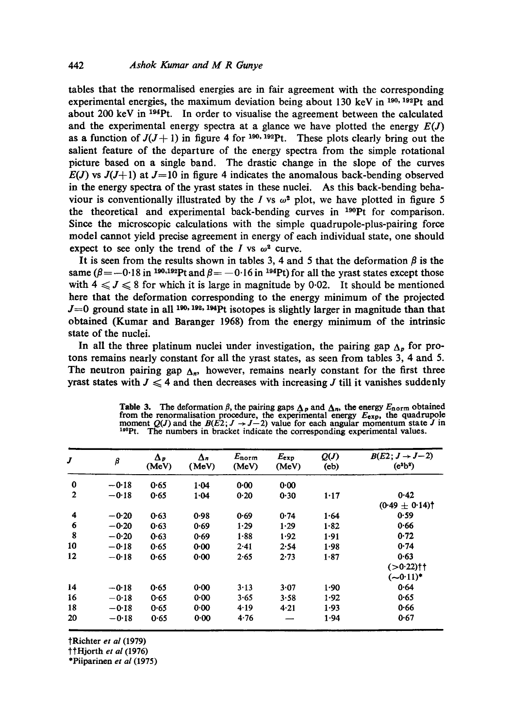tables that the renormalised energies are in fair agreement with the corresponding experimental energies, the maximum deviation being about 130 keV in $^{190,192}$Pt and about 200 keV in $^{194}$Pt. In order to visualise the agreement between the calculated and the experimental energy spectra at a glance we have plotted the energy $E(J)$ as a function of $J(J+1)$ in figure 4 for $^{190,192}$Pt. These plots clearly bring out the salient feature of the departure of the energy spectra from the simple rotational picture based on a single band. The drastic change in the slope of the curves $E(J)$ vs $J(J+1)$ at $J=10$ in figure 4 indicates the anomalous back-bending observed in the energy spectra of the yrast states in these nuclei. As this back-bending behaviour is conventionally illustrated by the $I$ vs $\omega^2$ plot, we have plotted in figure 5 the theoretical and experimental back-bending curves in $^{190}$Pt for comparison. Since the microscopic calculations with the simple quadrupole-plus-pairing force model cannot yield precise agreement in energy of each individual state, one should expect to see only the trend of the $I$ vs $\omega^2$ curve.

It is seen from the results shown in tables 3, 4 and 5 that the deformation $\beta$ is the same ($\beta=-0{\cdot}18$ in $^{190,192}$Pt and $\beta=-0{\cdot}16$ in $^{194}$Pt) for all the yrast states except those with $4 \leqslant J \leqslant 8$ for which it is large in magnitude by 0·02. It should be mentioned here that the deformation corresponding to the energy minimum of the projected $J=0$ ground state in all $^{190,192,194}$Pt isotopes is slightly larger in magnitude than that obtained (Kumar and Baranger 1968) from the energy minimum of the intrinsic state of the nuclei.

In all the three platinum nuclei under investigation, the pairing gap $\Delta_p$ for protons remains nearly constant for all the yrast states, as seen from tables 3, 4 and 5. The neutron pairing gap $\Delta_n$, however, remains nearly constant for the first three yrast states with $J \leqslant 4$ and then decreases with increasing $J$ till it vanishes suddenly

**Table 3.** The deformation $\beta$, the pairing gaps $\Delta_p$ and $\Delta_n$, the energy $E_{\text{norm}}$ obtained from the renormalisation procedure, the experimental energy $E_{\text{exp}}$, the quadrupole moment $Q(J)$ and the $B(E2; J \to J-2)$ value for each angular momentum state $J$ in $^{190}$Pt. The numbers in bracket indicate the corresponding experimental values.

| $J$ | $\beta$ | $\Delta_p$ (MeV) | $\Delta_n$ (MeV) | $E_{\text{norm}}$ (MeV) | $E_{\text{exp}}$ (MeV) | $Q(J)$ (eb) | $B(E2; J \to J-2)$ ($e^2b^2$) |
|---|---|---|---|---|---|---|---|
| 0 | −0·18 | 0·65 | 1·04 | 0·00 | 0·00 | | |
| 2 | −0·18 | 0·65 | 1·04 | 0·20 | 0·30 | 1·17 | 0·42 (0·49 ± 0·14)† |
| 4 | −0·20 | 0·63 | 0·98 | 0·69 | 0·74 | 1·64 | 0·59 |
| 6 | −0·20 | 0·63 | 0·69 | 1·29 | 1·29 | 1·82 | 0·66 |
| 8 | −0·20 | 0·63 | 0·69 | 1·88 | 1·92 | 1·91 | 0·72 |
| 10 | −0·18 | 0·65 | 0·00 | 2·41 | 2·54 | 1·98 | 0·74 |
| 12 | −0·18 | 0·65 | 0·00 | 2·65 | 2·73 | 1·87 | 0·63 (>0·22)†† (∼0·11)* |
| 14 | −0·18 | 0·65 | 0·00 | 3·13 | 3·07 | 1·90 | 0·64 |
| 16 | −0·18 | 0·65 | 0·00 | 3·65 | 3·58 | 1·92 | 0·65 |
| 18 | −0·18 | 0·65 | 0·00 | 4·19 | 4·21 | 1·93 | 0·66 |
| 20 | −0·18 | 0·65 | 0·00 | 4·76 | — | 1·94 | 0·67 |

†Richter *et al* (1979)
††Hjorth *et al* (1976)
*Piiparinen *et al* (1975)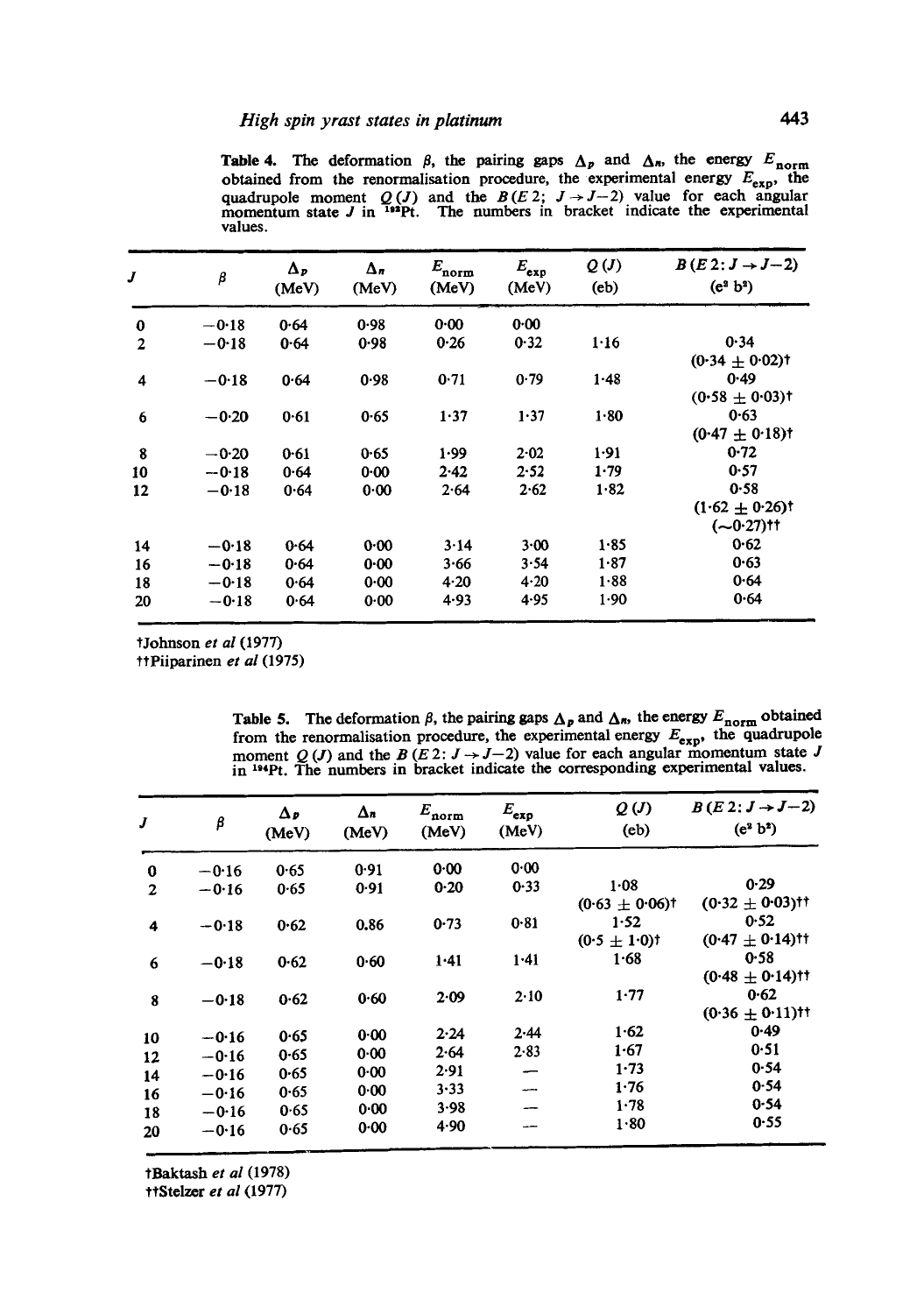**Table 4.** The deformation $\beta$, the pairing gaps $\Delta_p$ and $\Delta_n$, the energy $E_{\text{norm}}$ obtained from the renormalisation procedure, the experimental energy $E_{\text{exp}}$, the quadrupole moment $Q(J)$ and the $B(E2; J \to J-2)$ value for each angular momentum state $J$ in $^{192}$Pt. The numbers in bracket indicate the experimental values.

| $J$ | $\beta$ | $\Delta_p$ (MeV) | $\Delta_n$ (MeV) | $E_{\text{norm}}$ (MeV) | $E_{\text{exp}}$ (MeV) | $Q(J)$ (eb) | $B(E2: J \to J-2)$ ($e^2$ $b^2$) |
|---|---|---|---|---|---|---|---|
| 0 | −0·18 | 0·64 | 0·98 | 0·00 | 0·00 | | |
| 2 | −0·18 | 0·64 | 0·98 | 0·26 | 0·32 | 1·16 | 0·34 (0·34 ± 0·02)† |
| 4 | −0·18 | 0·64 | 0·98 | 0·71 | 0·79 | 1·48 | 0·49 (0·58 ± 0·03)† |
| 6 | −0·20 | 0·61 | 0·65 | 1·37 | 1·37 | 1·80 | 0·63 (0·47 ± 0·18)† |
| 8 | −0·20 | 0·61 | 0·65 | 1·99 | 2·02 | 1·91 | 0·72 |
| 10 | −0·18 | 0·64 | 0·00 | 2·42 | 2·52 | 1·79 | 0·57 |
| 12 | −0·18 | 0·64 | 0·00 | 2·64 | 2·62 | 1·82 | 0·58 (1·62 ± 0·26)† (~0·27)†† |
| 14 | −0·18 | 0·64 | 0·00 | 3·14 | 3·00 | 1·85 | 0·62 |
| 16 | −0·18 | 0·64 | 0·00 | 3·66 | 3·54 | 1·87 | 0·63 |
| 18 | −0·18 | 0·64 | 0·00 | 4·20 | 4·20 | 1·88 | 0·64 |
| 20 | −0·18 | 0·64 | 0·00 | 4·93 | 4·95 | 1·90 | 0·64 |

†Johnson *et al* (1977)
††Piiparinen *et al* (1975)

**Table 5.** The deformation $\beta$, the pairing gaps $\Delta_p$ and $\Delta_n$, the energy $E_{\text{norm}}$ obtained from the renormalisation procedure, the experimental energy $E_{\text{exp}}$, the quadrupole moment $Q(J)$ and the $B(E2: J \to J-2)$ value for each angular momentum state $J$ in $^{194}$Pt. The numbers in bracket indicate the corresponding experimental values.

| $J$ | $\beta$ | $\Delta_p$ (MeV) | $\Delta_n$ (MeV) | $E_{\text{norm}}$ (MeV) | $E_{\text{exp}}$ (MeV) | $Q(J)$ (eb) | $B(E2: J \to J-2)$ ($e^2$ $b^2$) |
|---|---|---|---|---|---|---|---|
| 0 | −0·16 | 0·65 | 0·91 | 0·00 | 0·00 | | |
| 2 | −0·16 | 0·65 | 0·91 | 0·20 | 0·33 | 1·08 (0·63 ± 0·06)† | 0·29 (0·32 ± 0·03)†† |
| 4 | −0·18 | 0·62 | 0.86 | 0·73 | 0·81 | 1·52 (0·5 ± 1·0)† | 0·52 (0·47 ± 0·14)†† |
| 6 | −0·18 | 0·62 | 0·60 | 1·41 | 1·41 | 1·68 | 0·58 (0·48 ± 0·14)†† |
| 8 | −0·18 | 0·62 | 0·60 | 2·09 | 2·10 | 1·77 | 0·62 (0·36 ± 0·11)†† |
| 10 | −0·16 | 0·65 | 0·00 | 2·24 | 2·44 | 1·62 | 0·49 |
| 12 | −0·16 | 0·65 | 0·00 | 2·64 | 2·83 | 1·67 | 0·51 |
| 14 | −0·16 | 0·65 | 0·00 | 2·91 | — | 1·73 | 0·54 |
| 16 | −0·16 | 0·65 | 0·00 | 3·33 | — | 1·76 | 0·54 |
| 18 | −0·16 | 0·65 | 0·00 | 3·98 | — | 1·78 | 0·54 |
| 20 | −0·16 | 0·65 | 0·00 | 4·90 | — | 1·80 | 0·55 |

†Baktash *et al* (1978)
††Stelzer *et al* (1977)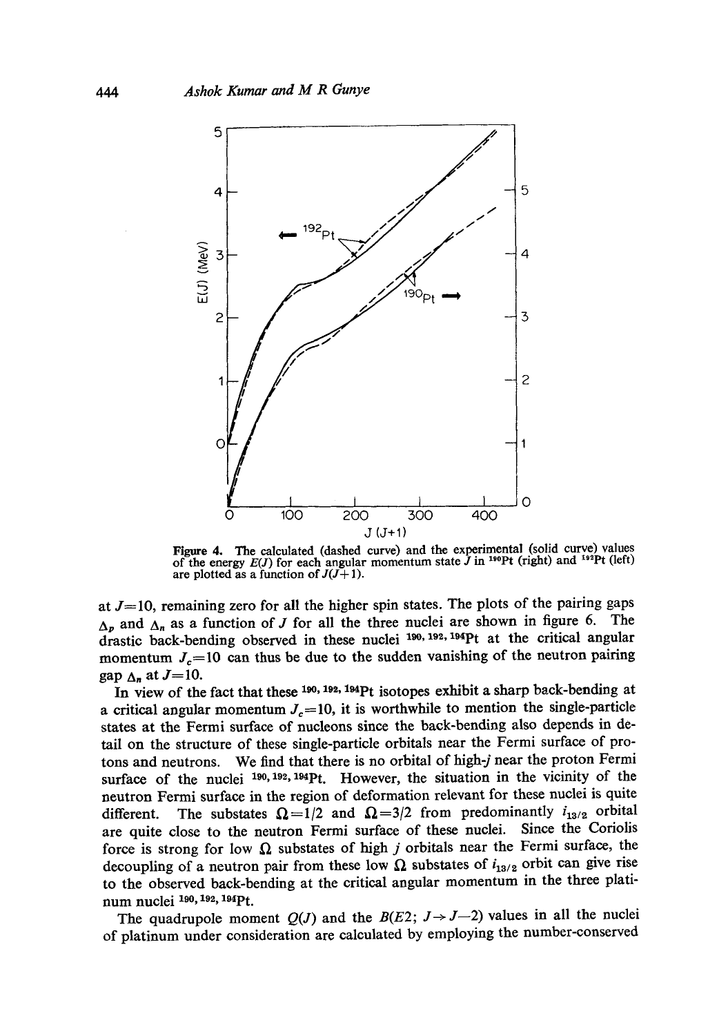**Figure 4.** The calculated (dashed curve) and the experimental (solid curve) values of the energy $E(J)$ for each angular momentum state $J$ in $^{190}$Pt (right) and $^{192}$Pt (left) are plotted as a function of $J(J+1)$.

at $J=10$, remaining zero for all the higher spin states. The plots of the pairing gaps $\Delta_p$ and $\Delta_n$ as a function of $J$ for all the three nuclei are shown in figure 6. The drastic back-bending observed in these nuclei $^{190, 192, 194}$Pt at the critical angular momentum $J_c=10$ can thus be due to the sudden vanishing of the neutron pairing gap $\Delta_n$ at $J=10$.

In view of the fact that these $^{190, 192, 194}$Pt isotopes exhibit a sharp back-bending at a critical angular momentum $J_c=10$, it is worthwhile to mention the single-particle states at the Fermi surface of nucleons since the back-bending also depends in detail on the structure of these single-particle orbitals near the Fermi surface of protons and neutrons. We find that there is no orbital of high-$j$ near the proton Fermi surface of the nuclei $^{190, 192, 194}$Pt. However, the situation in the vicinity of the neutron Fermi surface in the region of deformation relevant for these nuclei is quite different. The substates $\Omega=1/2$ and $\Omega=3/2$ from predominantly $i_{13/2}$ orbital are quite close to the neutron Fermi surface of these nuclei. Since the Coriolis force is strong for low $\Omega$ substates of high $j$ orbitals near the Fermi surface, the decoupling of a neutron pair from these low $\Omega$ substates of $i_{13/2}$ orbit can give rise to the observed back-bending at the critical angular momentum in the three platinum nuclei $^{190, 192, 194}$Pt.

The quadrupole moment $Q(J)$ and the $B(E2; J \rightarrow J-2)$ values in all the nuclei of platinum under consideration are calculated by employing the number-conserved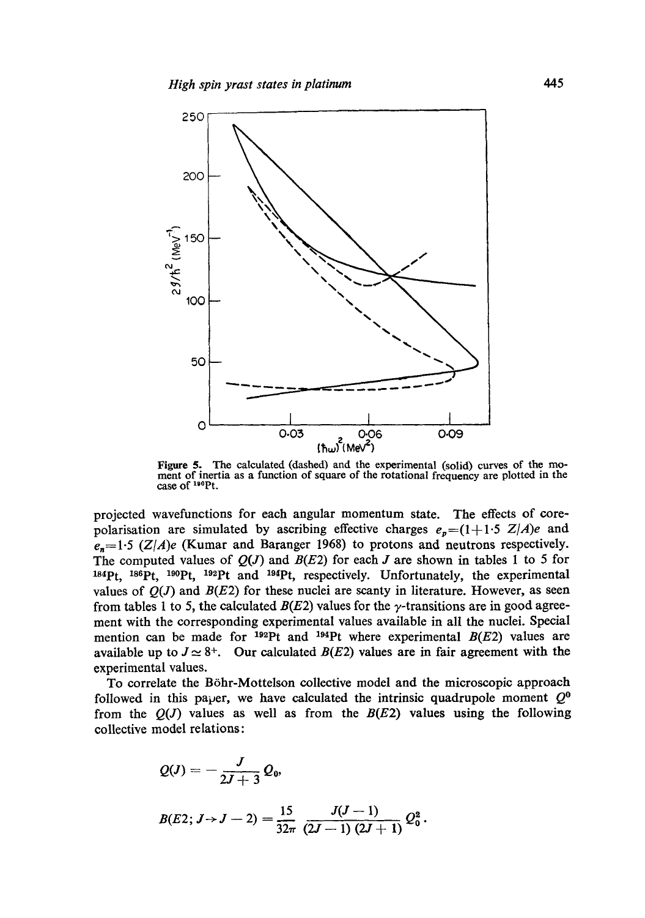Figure 5. The calculated (dashed) and the experimental (solid) curves of the moment of inertia as a function of square of the rotational frequency are plotted in the case of $^{190}$Pt.

projected wavefunctions for each angular momentum state. The effects of core-polarisation are simulated by ascribing effective charges $e_p=(1+1{\cdot}5\ Z/A)e$ and $e_n=1{\cdot}5\ (Z/A)e$ (Kumar and Baranger 1968) to protons and neutrons respectively. The computed values of $Q(J)$ and $B(E2)$ for each $J$ are shown in tables 1 to 5 for $^{184}$Pt, $^{186}$Pt, $^{190}$Pt, $^{192}$Pt and $^{194}$Pt, respectively. Unfortunately, the experimental values of $Q(J)$ and $B(E2)$ for these nuclei are scanty in literature. However, as seen from tables 1 to 5, the calculated $B(E2)$ values for the $\gamma$-transitions are in good agreement with the corresponding experimental values available in all the nuclei. Special mention can be made for $^{192}$Pt and $^{194}$Pt where experimental $B(E2)$ values are available up to $J \simeq 8^+$. Our calculated $B(E2)$ values are in fair agreement with the experimental values.

To correlate the Böhr-Mottelson collective model and the microscopic approach followed in this paper, we have calculated the intrinsic quadrupole moment $Q^0$ from the $Q(J)$ values as well as from the $B(E2)$ values using the following collective model relations:

$$Q(J) = -\frac{J}{2J+3}\,Q_0,$$

$$B(E2; J \to J-2) = \frac{15}{32\pi}\,\frac{J(J-1)}{(2J-1)(2J+1)}\,Q_0^2.$$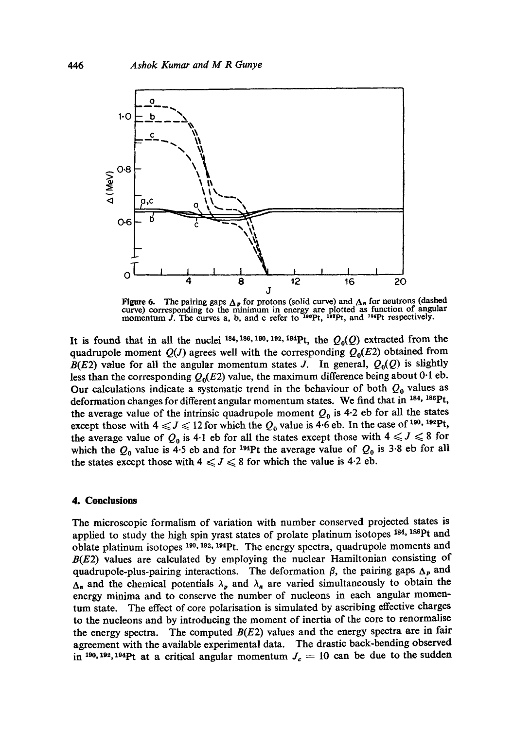**Figure 6.** The pairing gaps $\Delta_p$ for protons (solid curve) and $\Delta_n$ for neutrons (dashed curve) corresponding to the minimum in energy are plotted as function of angular momentum $J$. The curves a, b, and c refer to $^{190}$Pt, $^{192}$Pt, and $^{194}$Pt respectively.

It is found that in all the nuclei $^{184, 186, 190, 192, 194}$Pt, the $Q_0(Q)$ extracted from the quadrupole moment $Q(J)$ agrees well with the corresponding $Q_0(E2)$ obtained from $B(E2)$ value for all the angular momentum states $J$. In general, $Q_0(Q)$ is slightly less than the corresponding $Q_0(E2)$ value, the maximum difference being about 0·1 eb. Our calculations indicate a systematic trend in the behaviour of both $Q_0$ values as deformation changes for different angular momentum states. We find that in $^{184, 186}$Pt, the average value of the intrinsic quadrupole moment $Q_0$ is 4·2 eb for all the states except those with $4 \leqslant J \leqslant 12$ for which the $Q_0$ value is 4·6 eb. In the case of $^{190, 192}$Pt, the average value of $Q_0$ is 4·1 eb for all the states except those with $4 \leqslant J \leqslant 8$ for which the $Q_0$ value is 4·5 eb and for $^{194}$Pt the average value of $Q_0$ is 3·8 eb for all the states except those with $4 \leqslant J \leqslant 8$ for which the value is 4·2 eb.

## 4. Conclusions

The microscopic formalism of variation with number conserved projected states is applied to study the high spin yrast states of prolate platinum isotopes $^{184, 186}$Pt and oblate platinum isotopes $^{190, 192, 194}$Pt. The energy spectra, quadrupole moments and $B(E2)$ values are calculated by employing the nuclear Hamiltonian consisting of quadrupole-plus-pairing interactions. The deformation $\beta$, the pairing gaps $\Delta_p$ and $\Delta_n$ and the chemical potentials $\lambda_p$ and $\lambda_n$ are varied simultaneously to obtain the energy minima and to conserve the number of nucleons in each angular momentum state. The effect of core polarisation is simulated by ascribing effective charges to the nucleons and by introducing the moment of inertia of the core to renormalise the energy spectra. The computed $B(E2)$ values and the energy spectra are in fair agreement with the available experimental data. The drastic back-bending observed in $^{190, 192, 194}$Pt at a critical angular momentum $J_c = 10$ can be due to the sudden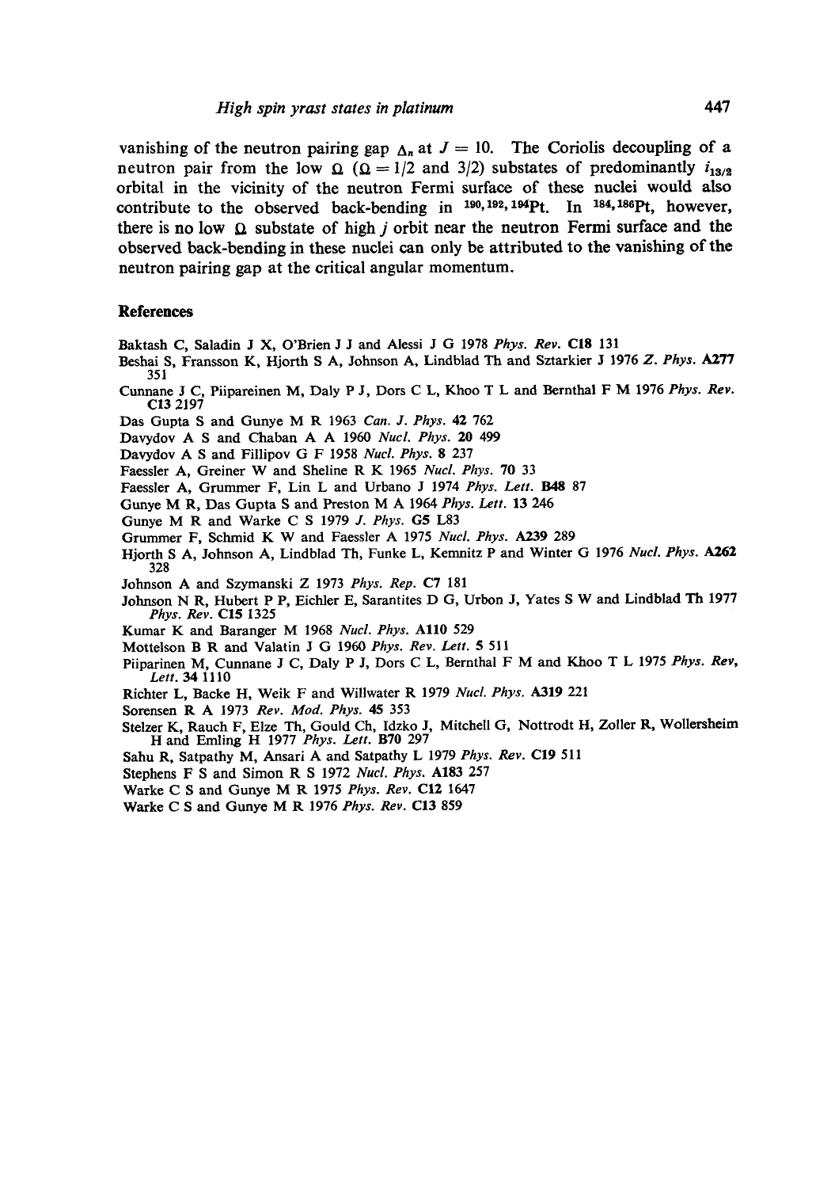vanishing of the neutron pairing gap $\Delta_n$ at $J = 10$. The Coriolis decoupling of a neutron pair from the low $\Omega$ ($\Omega = 1/2$ and $3/2$) substates of predominantly $i_{13/2}$ orbital in the vicinity of the neutron Fermi surface of these nuclei would also contribute to the observed back-bending in $^{190,192,194}$Pt. In $^{184,186}$Pt, however, there is no low $\Omega$ substate of high $j$ orbit near the neutron Fermi surface and the observed back-bending in these nuclei can only be attributed to the vanishing of the neutron pairing gap at the critical angular momentum.

## References

Baktash C, Saladin J X, O'Brien J J and Alessi J G 1978 *Phys. Rev.* **C18** 131

Beshai S, Fransson K, Hjorth S A, Johnson A, Lindblad Th and Sztarkier J 1976 *Z. Phys.* **A277** 351

Cunnane J C, Piipareinen M, Daly P J, Dors C L, Khoo T L and Bernthal F M 1976 *Phys. Rev.* **C13** 2197

Das Gupta S and Gunye M R 1963 *Can. J. Phys.* **42** 762

Davydov A S and Chaban A A 1960 *Nucl. Phys.* **20** 499

Davydov A S and Fillipov G F 1958 *Nucl. Phys.* **8** 237

Faessler A, Greiner W and Sheline R K 1965 *Nucl. Phys.* **70** 33

Faessler A, Grummer F, Lin L and Urbano J 1974 *Phys. Lett.* **B48** 87

Gunye M R, Das Gupta S and Preston M A 1964 *Phys. Lett.* **13** 246

Gunye M R and Warke C S 1979 *J. Phys.* **G5** L83

Grummer F, Schmid K W and Faessler A 1975 *Nucl. Phys.* **A239** 289

Hjorth S A, Johnson A, Lindblad Th, Funke L, Kemnitz P and Winter G 1976 *Nucl. Phys.* **A262** 328

Johnson A and Szymanski Z 1973 *Phys. Rep.* **C7** 181

Johnson N R, Hubert P P, Eichler E, Sarantites D G, Urbon J, Yates S W and Lindblad Th 1977 *Phys. Rev.* **C15** 1325

Kumar K and Baranger M 1968 *Nucl. Phys.* **A110** 529

Mottelson B R and Valatin J G 1960 *Phys. Rev. Lett.* **5** 511

Piiparinen M, Cunnane J C, Daly P J, Dors C L, Bernthal F M and Khoo T L 1975 *Phys. Rev, Lett.* **34** 1110

Richter L, Backe H, Weik F and Willwater R 1979 *Nucl. Phys.* **A319** 221

Sorensen R A 1973 *Rev. Mod. Phys.* **45** 353

Stelzer K, Rauch F, Elze Th, Gould Ch, Idzko J, Mitchell G, Nottrodt H, Zoller R, Wollersheim H and Emling H 1977 *Phys. Lett.* **B70** 297

Sahu R, Satpathy M, Ansari A and Satpathy L 1979 *Phys. Rev.* **C19** 511

Stephens F S and Simon R S 1972 *Nucl. Phys.* **A183** 257

Warke C S and Gunye M R 1975 *Phys. Rev.* **C12** 1647

Warke C S and Gunye M R 1976 *Phys. Rev.* **C13** 859